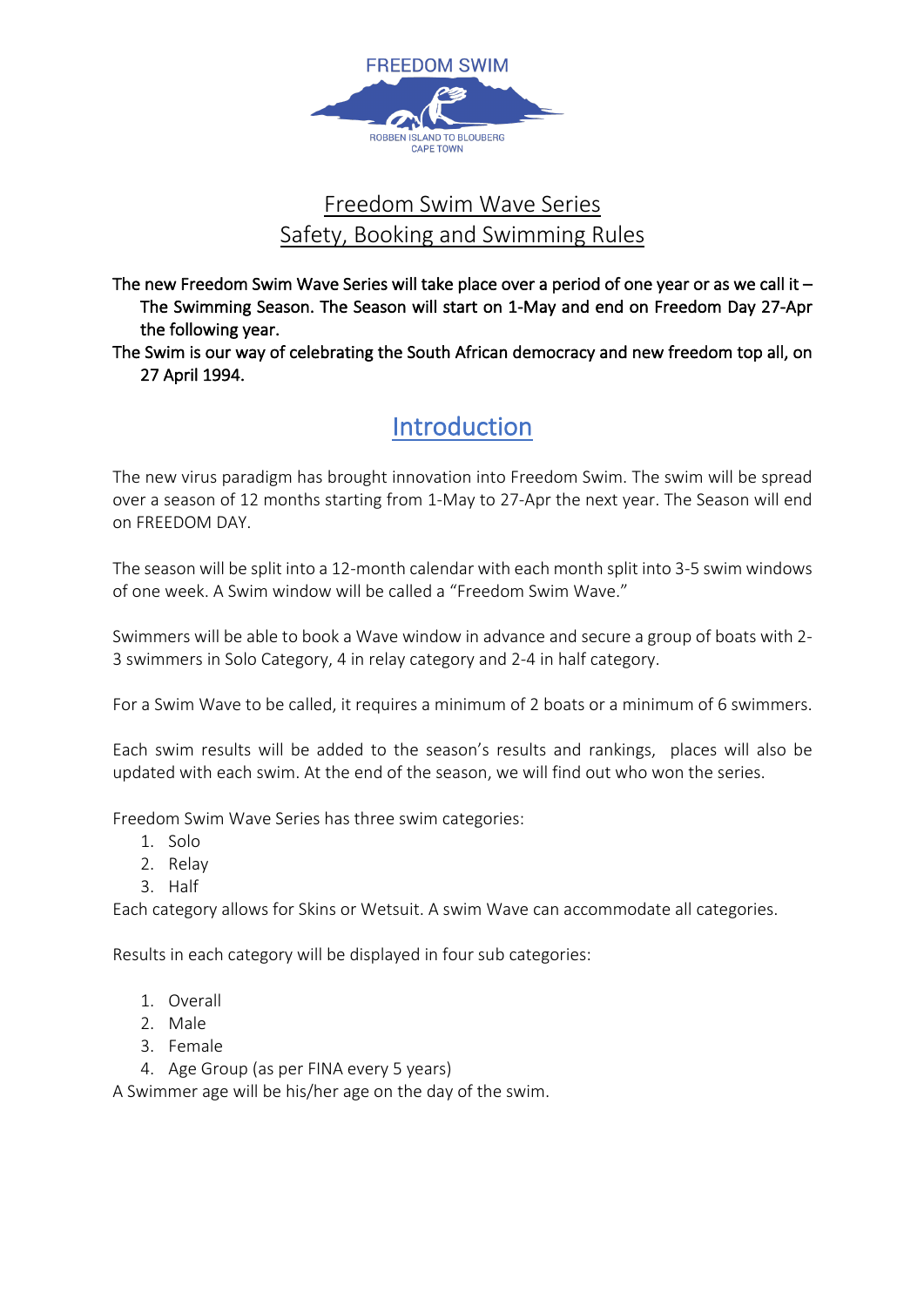FREEDOM SWIM

ROBBEN ISLAND TO BLOUBERG
CAPE TOWN

# Freedom Swim Wave Series
# Safety, Booking and Swimming Rules

The new Freedom Swim Wave Series will take place over a period of one year or as we call it – The Swimming Season. The Season will start on 1-May and end on Freedom Day 27-Apr the following year.

The Swim is our way of celebrating the South African democracy and new freedom top all, on 27 April 1994.

## Introduction

The new virus paradigm has brought innovation into Freedom Swim. The swim will be spread over a season of 12 months starting from 1-May to 27-Apr the next year. The Season will end on FREEDOM DAY.

The season will be split into a 12-month calendar with each month split into 3-5 swim windows of one week. A Swim window will be called a "Freedom Swim Wave."

Swimmers will be able to book a Wave window in advance and secure a group of boats with 2-3 swimmers in Solo Category, 4 in relay category and 2-4 in half category.

For a Swim Wave to be called, it requires a minimum of 2 boats or a minimum of 6 swimmers.

Each swim results will be added to the season's results and rankings, places will also be updated with each swim. At the end of the season, we will find out who won the series.

Freedom Swim Wave Series has three swim categories:

1. Solo
2. Relay
3. Half

Each category allows for Skins or Wetsuit. A swim Wave can accommodate all categories.

Results in each category will be displayed in four sub categories:

1. Overall
2. Male
3. Female
4. Age Group (as per FINA every 5 years)

A Swimmer age will be his/her age on the day of the swim.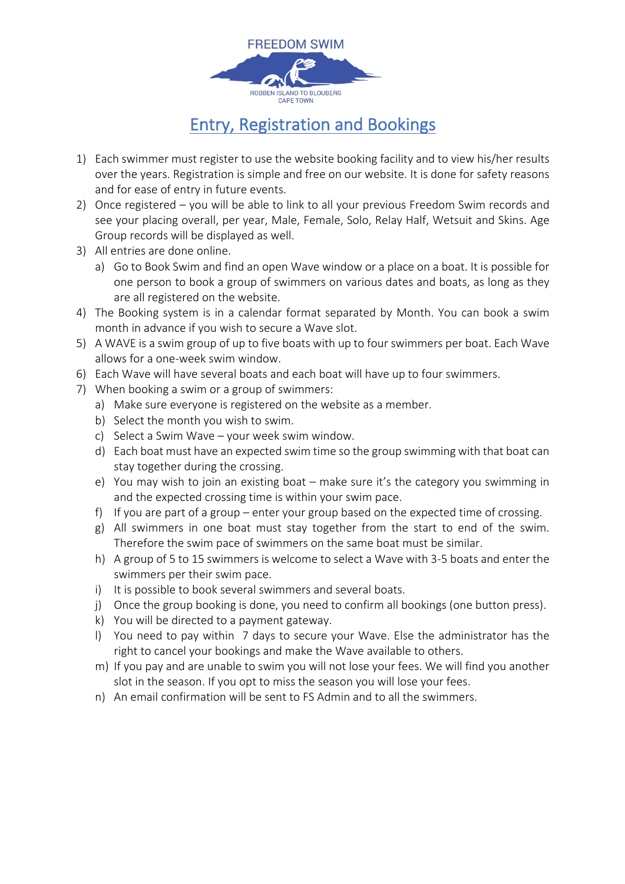FREEDOM SWIM

ROBBEN ISLAND TO BLOUBERG
CAPE TOWN

# Entry, Registration and Bookings

1) Each swimmer must register to use the website booking facility and to view his/her results over the years. Registration is simple and free on our website. It is done for safety reasons and for ease of entry in future events.
2) Once registered – you will be able to link to all your previous Freedom Swim records and see your placing overall, per year, Male, Female, Solo, Relay Half, Wetsuit and Skins. Age Group records will be displayed as well.
3) All entries are done online.
   a) Go to Book Swim and find an open Wave window or a place on a boat. It is possible for one person to book a group of swimmers on various dates and boats, as long as they are all registered on the website.
4) The Booking system is in a calendar format separated by Month. You can book a swim month in advance if you wish to secure a Wave slot.
5) A WAVE is a swim group of up to five boats with up to four swimmers per boat. Each Wave allows for a one-week swim window.
6) Each Wave will have several boats and each boat will have up to four swimmers.
7) When booking a swim or a group of swimmers:
   a) Make sure everyone is registered on the website as a member.
   b) Select the month you wish to swim.
   c) Select a Swim Wave – your week swim window.
   d) Each boat must have an expected swim time so the group swimming with that boat can stay together during the crossing.
   e) You may wish to join an existing boat – make sure it's the category you swimming in and the expected crossing time is within your swim pace.
   f) If you are part of a group – enter your group based on the expected time of crossing.
   g) All swimmers in one boat must stay together from the start to end of the swim. Therefore the swim pace of swimmers on the same boat must be similar.
   h) A group of 5 to 15 swimmers is welcome to select a Wave with 3-5 boats and enter the swimmers per their swim pace.
   i) It is possible to book several swimmers and several boats.
   j) Once the group booking is done, you need to confirm all bookings (one button press).
   k) You will be directed to a payment gateway.
   l) You need to pay within 7 days to secure your Wave. Else the administrator has the right to cancel your bookings and make the Wave available to others.
   m) If you pay and are unable to swim you will not lose your fees. We will find you another slot in the season. If you opt to miss the season you will lose your fees.
   n) An email confirmation will be sent to FS Admin and to all the swimmers.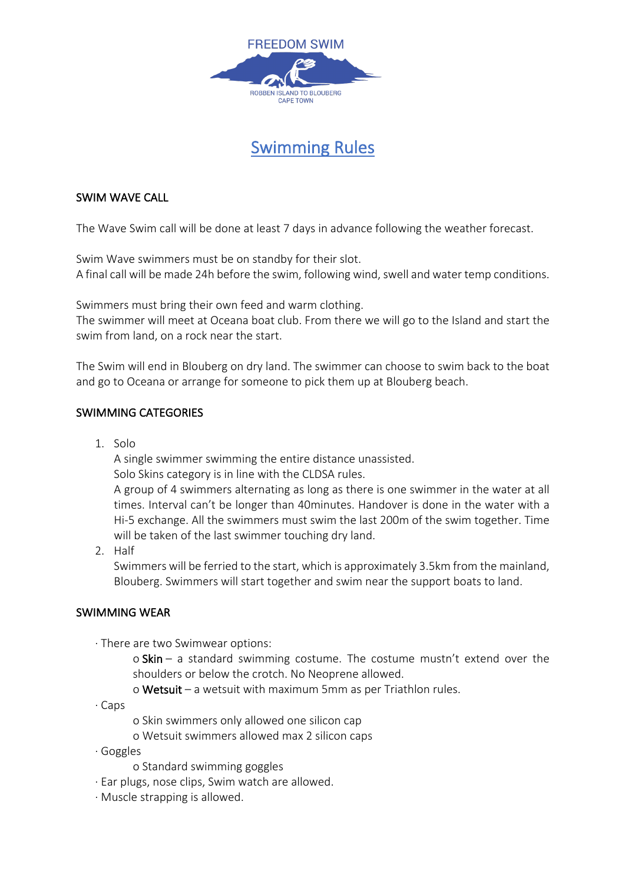FREEDOM SWIM

ROBBEN ISLAND TO BLOUBERG
CAPE TOWN

# Swimming Rules

## SWIM WAVE CALL

The Wave Swim call will be done at least 7 days in advance following the weather forecast.

Swim Wave swimmers must be on standby for their slot.
A final call will be made 24h before the swim, following wind, swell and water temp conditions.

Swimmers must bring their own feed and warm clothing.
The swimmer will meet at Oceana boat club. From there we will go to the Island and start the swim from land, on a rock near the start.

The Swim will end in Blouberg on dry land. The swimmer can choose to swim back to the boat and go to Oceana or arrange for someone to pick them up at Blouberg beach.

## SWIMMING CATEGORIES

1. Solo
   A single swimmer swimming the entire distance unassisted.
   Solo Skins category is in line with the CLDSA rules.
   A group of 4 swimmers alternating as long as there is one swimmer in the water at all times. Interval can't be longer than 40minutes. Handover is done in the water with a Hi-5 exchange. All the swimmers must swim the last 200m of the swim together. Time will be taken of the last swimmer touching dry land.
2. Half
   Swimmers will be ferried to the start, which is approximately 3.5km from the mainland, Blouberg. Swimmers will start together and swim near the support boats to land.

## SWIMMING WEAR

- There are two Swimwear options:
  - Skin – a standard swimming costume. The costume mustn't extend over the shoulders or below the crotch. No Neoprene allowed.
  - Wetsuit – a wetsuit with maximum 5mm as per Triathlon rules.
- Caps
  - Skin swimmers only allowed one silicon cap
  - Wetsuit swimmers allowed max 2 silicon caps
- Goggles
  - Standard swimming goggles
- Ear plugs, nose clips, Swim watch are allowed.
- Muscle strapping is allowed.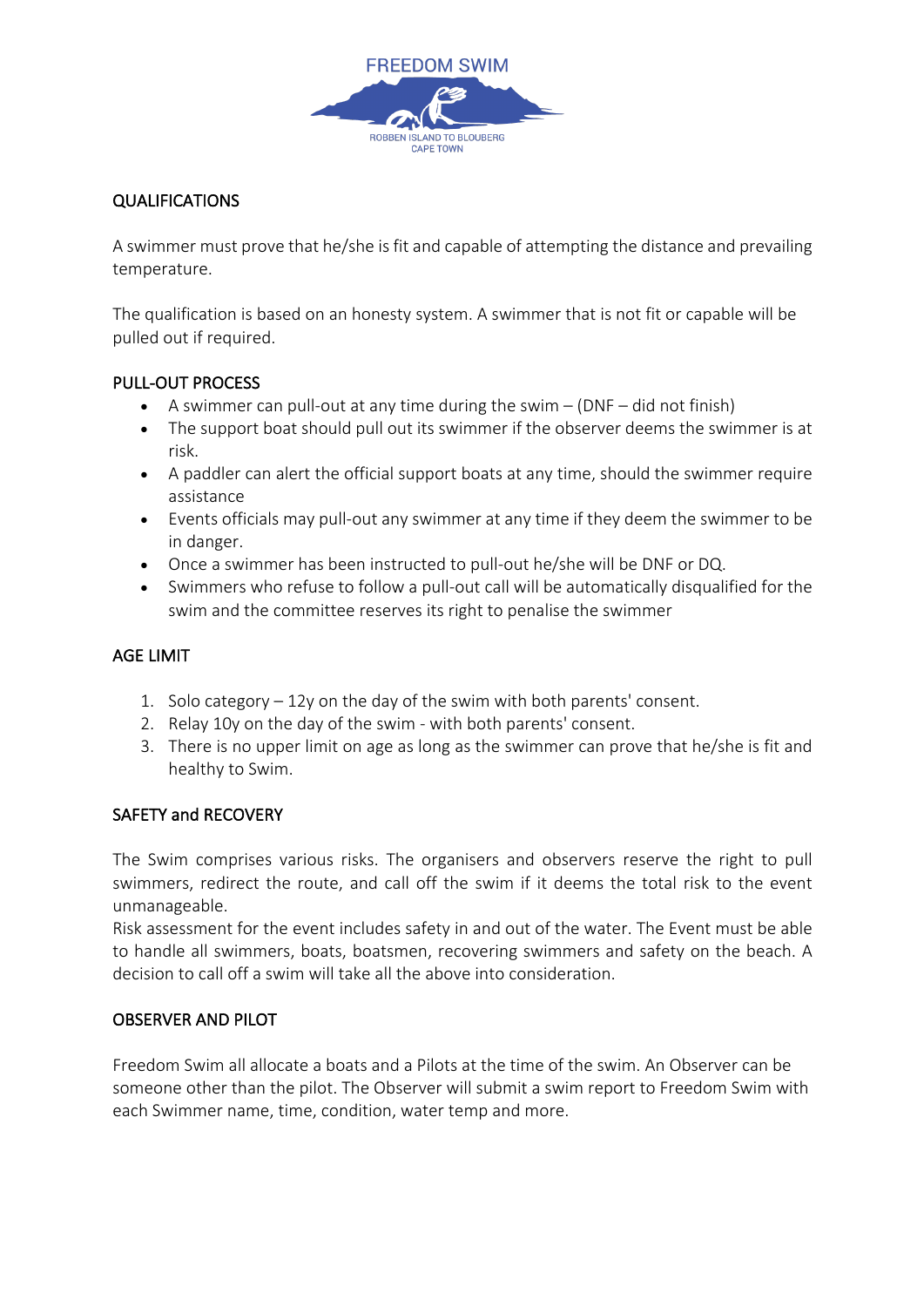## QUALIFICATIONS

A swimmer must prove that he/she is fit and capable of attempting the distance and prevailing temperature.

The qualification is based on an honesty system. A swimmer that is not fit or capable will be pulled out if required.

## PULL-OUT PROCESS

- A swimmer can pull-out at any time during the swim – (DNF – did not finish)
- The support boat should pull out its swimmer if the observer deems the swimmer is at risk.
- A paddler can alert the official support boats at any time, should the swimmer require assistance
- Events officials may pull-out any swimmer at any time if they deem the swimmer to be in danger.
- Once a swimmer has been instructed to pull-out he/she will be DNF or DQ.
- Swimmers who refuse to follow a pull-out call will be automatically disqualified for the swim and the committee reserves its right to penalise the swimmer

## AGE LIMIT

1. Solo category – 12y on the day of the swim with both parents' consent.
2. Relay 10y on the day of the swim - with both parents' consent.
3. There is no upper limit on age as long as the swimmer can prove that he/she is fit and healthy to Swim.

## SAFETY and RECOVERY

The Swim comprises various risks. The organisers and observers reserve the right to pull swimmers, redirect the route, and call off the swim if it deems the total risk to the event unmanageable.
Risk assessment for the event includes safety in and out of the water. The Event must be able to handle all swimmers, boats, boatsmen, recovering swimmers and safety on the beach. A decision to call off a swim will take all the above into consideration.

## OBSERVER AND PILOT

Freedom Swim all allocate a boats and a Pilots at the time of the swim. An Observer can be someone other than the pilot. The Observer will submit a swim report to Freedom Swim with each Swimmer name, time, condition, water temp and more.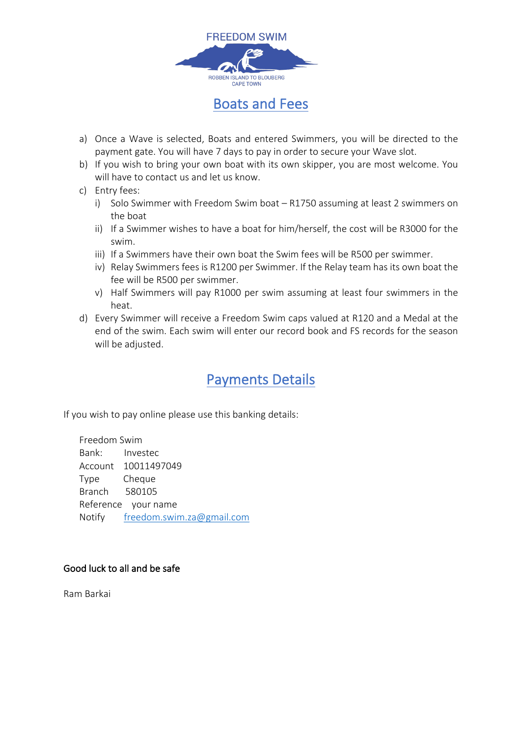FREEDOM SWIM

ROBBEN ISLAND TO BLOUBERG
CAPE TOWN

## Boats and Fees

a) Once a Wave is selected, Boats and entered Swimmers, you will be directed to the payment gate. You will have 7 days to pay in order to secure your Wave slot.
b) If you wish to bring your own boat with its own skipper, you are most welcome. You will have to contact us and let us know.
c) Entry fees:
   i) Solo Swimmer with Freedom Swim boat – R1750 assuming at least 2 swimmers on the boat
   ii) If a Swimmer wishes to have a boat for him/herself, the cost will be R3000 for the swim.
   iii) If a Swimmers have their own boat the Swim fees will be R500 per swimmer.
   iv) Relay Swimmers fees is R1200 per Swimmer. If the Relay team has its own boat the fee will be R500 per swimmer.
   v) Half Swimmers will pay R1000 per swim assuming at least four swimmers in the heat.
d) Every Swimmer will receive a Freedom Swim caps valued at R120 and a Medal at the end of the swim. Each swim will enter our record book and FS records for the season will be adjusted.

## Payments Details

If you wish to pay online please use this banking details:

Freedom Swim
Bank: Investec
Account 10011497049
Type Cheque
Branch 580105
Reference your name
Notify freedom.swim.za@gmail.com

**Good luck to all and be safe**

Ram Barkai